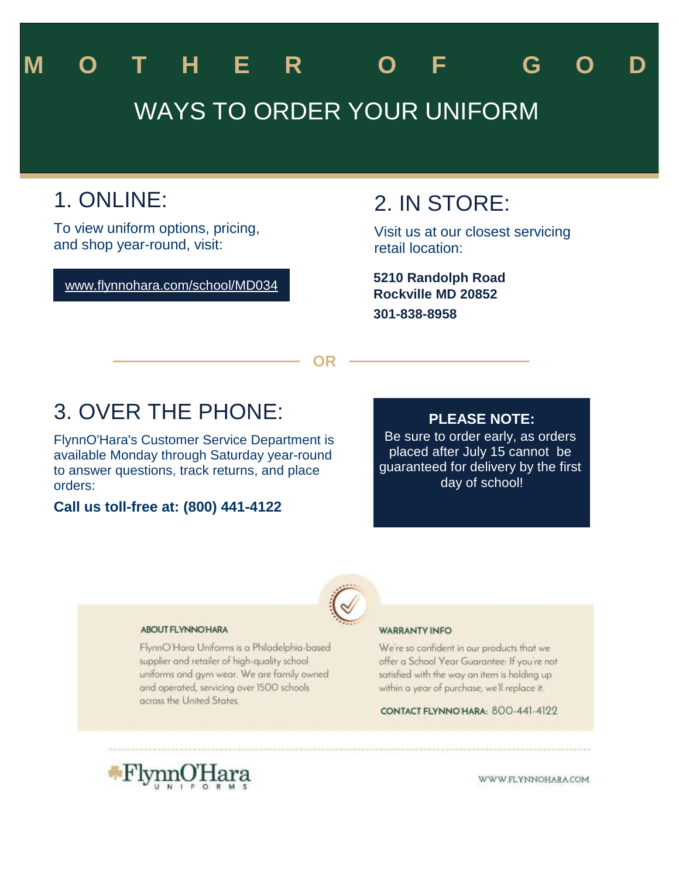# MOTHER OF GOD

## WAYS TO ORDER YOUR UNIFORM

## 1. ONLINE:

To view uniform options, pricing, and shop year-round, visit:

www.flynnohara.com/school/MD034

## 2. IN STORE:

Visit us at our closest servicing retail location:

**5210 Randolph Road**
**Rockville MD 20852**
**301-838-8958**

**OR**

## 3. OVER THE PHONE:

FlynnO'Hara's Customer Service Department is available Monday through Saturday year-round to answer questions, track returns, and place orders:

**Call us toll-free at: (800) 441-4122**

**PLEASE NOTE:**
Be sure to order early, as orders placed after July 15 cannot be guaranteed for delivery by the first day of school!

**ABOUT FLYNNOHARA**

FlynnO'Hara Uniforms is a Philadelphia-based supplier and retailer of high-quality school uniforms and gym wear. We are family owned and operated, servicing over 1500 schools across the United States.

**WARRANTY INFO**

We're so confident in our products that we offer a School Year Guarantee: If you're not satisfied with the way an item is holding up within a year of purchase, we'll replace it.

**CONTACT FLYNNO'HARA:** 800-441-4122

FlynnO'Hara UNIFORMS

WWW.FLYNNOHARA.COM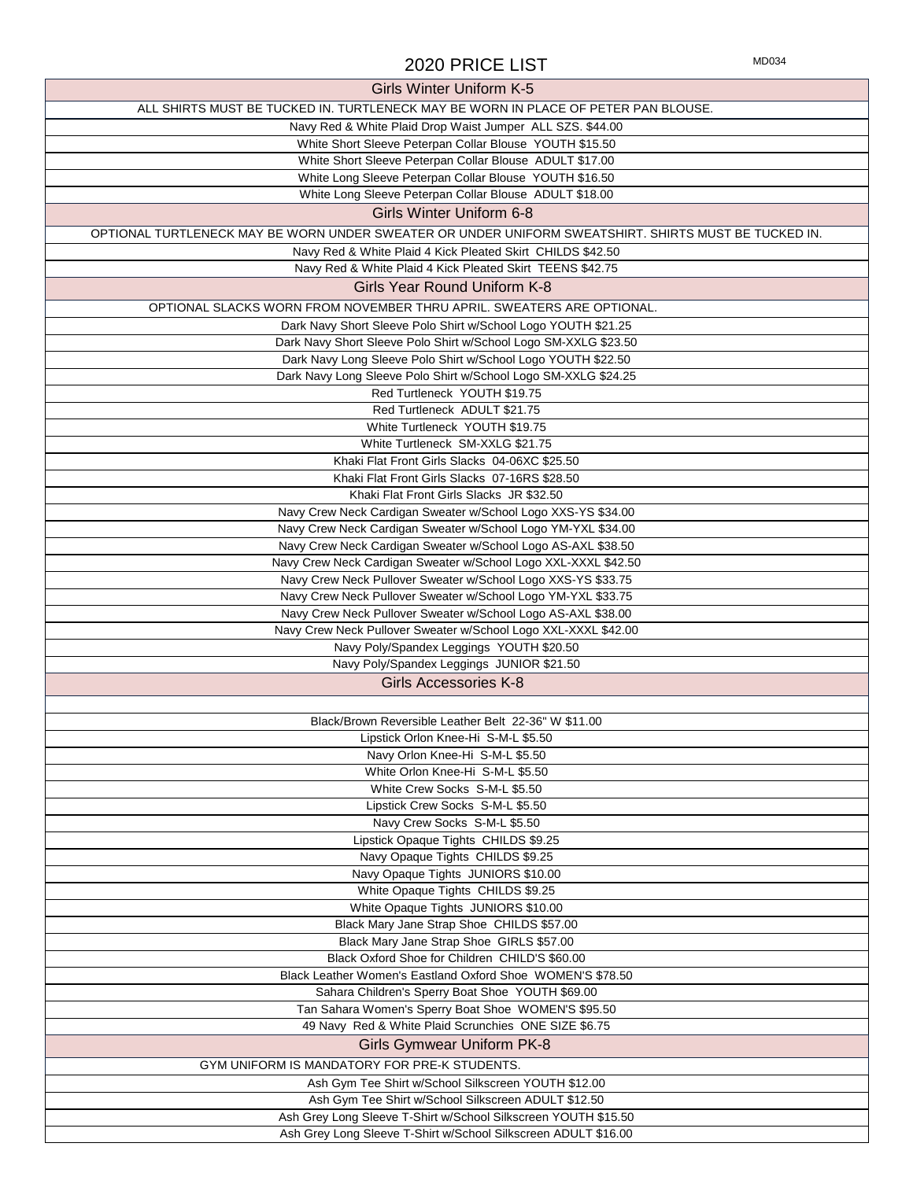# 2020 PRICE LIST

MD034

| Girls Winter Uniform K-5 |
|---|
| ALL SHIRTS MUST BE TUCKED IN. TURTLENECK MAY BE WORN IN PLACE OF PETER PAN BLOUSE. |
| Navy Red & White Plaid Drop Waist Jumper ALL SZS. $44.00 |
| White Short Sleeve Peterpan Collar Blouse YOUTH $15.50 |
| White Short Sleeve Peterpan Collar Blouse ADULT $17.00 |
| White Long Sleeve Peterpan Collar Blouse YOUTH $16.50 |
| White Long Sleeve Peterpan Collar Blouse ADULT $18.00 |
| **Girls Winter Uniform 6-8** |
| OPTIONAL TURTLENECK MAY BE WORN UNDER SWEATER OR UNDER UNIFORM SWEATSHIRT. SHIRTS MUST BE TUCKED IN. |
| Navy Red & White Plaid 4 Kick Pleated Skirt CHILDS $42.50 |
| Navy Red & White Plaid 4 Kick Pleated Skirt TEENS $42.75 |
| **Girls Year Round Uniform K-8** |
| OPTIONAL SLACKS WORN FROM NOVEMBER THRU APRIL. SWEATERS ARE OPTIONAL. |
| Dark Navy Short Sleeve Polo Shirt w/School Logo YOUTH $21.25 |
| Dark Navy Short Sleeve Polo Shirt w/School Logo SM-XXLG $23.50 |
| Dark Navy Long Sleeve Polo Shirt w/School Logo YOUTH $22.50 |
| Dark Navy Long Sleeve Polo Shirt w/School Logo SM-XXLG $24.25 |
| Red Turtleneck YOUTH $19.75 |
| Red Turtleneck ADULT $21.75 |
| White Turtleneck YOUTH $19.75 |
| White Turtleneck SM-XXLG $21.75 |
| Khaki Flat Front Girls Slacks 04-06XC $25.50 |
| Khaki Flat Front Girls Slacks 07-16RS $28.50 |
| Khaki Flat Front Girls Slacks JR $32.50 |
| Navy Crew Neck Cardigan Sweater w/School Logo XXS-YS $34.00 |
| Navy Crew Neck Cardigan Sweater w/School Logo YM-YXL $34.00 |
| Navy Crew Neck Cardigan Sweater w/School Logo AS-AXL $38.50 |
| Navy Crew Neck Cardigan Sweater w/School Logo XXL-XXXL $42.50 |
| Navy Crew Neck Pullover Sweater w/School Logo XXS-YS $33.75 |
| Navy Crew Neck Pullover Sweater w/School Logo YM-YXL $33.75 |
| Navy Crew Neck Pullover Sweater w/School Logo AS-AXL $38.00 |
| Navy Crew Neck Pullover Sweater w/School Logo XXL-XXXL $42.00 |
| Navy Poly/Spandex Leggings YOUTH $20.50 |
| Navy Poly/Spandex Leggings JUNIOR $21.50 |
| **Girls Accessories K-8** |
| |
| Black/Brown Reversible Leather Belt 22-36" W $11.00 |
| Lipstick Orlon Knee-Hi S-M-L $5.50 |
| Navy Orlon Knee-Hi S-M-L $5.50 |
| White Orlon Knee-Hi S-M-L $5.50 |
| White Crew Socks S-M-L $5.50 |
| Lipstick Crew Socks S-M-L $5.50 |
| Navy Crew Socks S-M-L $5.50 |
| Lipstick Opaque Tights CHILDS $9.25 |
| Navy Opaque Tights CHILDS $9.25 |
| Navy Opaque Tights JUNIORS $10.00 |
| White Opaque Tights CHILDS $9.25 |
| White Opaque Tights JUNIORS $10.00 |
| Black Mary Jane Strap Shoe CHILDS $57.00 |
| Black Mary Jane Strap Shoe GIRLS $57.00 |
| Black Oxford Shoe for Children CHILD'S $60.00 |
| Black Leather Women's Eastland Oxford Shoe WOMEN'S $78.50 |
| Sahara Children's Sperry Boat Shoe YOUTH $69.00 |
| Tan Sahara Women's Sperry Boat Shoe WOMEN'S $95.50 |
| 49 Navy Red & White Plaid Scrunchies ONE SIZE $6.75 |
| **Girls Gymwear Uniform PK-8** |
| GYM UNIFORM IS MANDATORY FOR PRE-K STUDENTS. |
| Ash Gym Tee Shirt w/School Silkscreen YOUTH $12.00 |
| Ash Gym Tee Shirt w/School Silkscreen ADULT $12.50 |
| Ash Grey Long Sleeve T-Shirt w/School Silkscreen YOUTH $15.50 |
| Ash Grey Long Sleeve T-Shirt w/School Silkscreen ADULT $16.00 |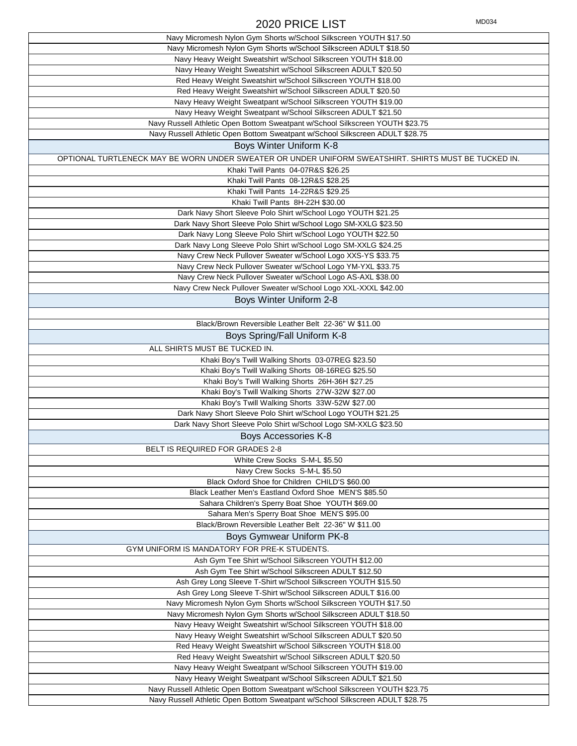# 2020 PRICE LIST

MD034

| |
|---|
| Navy Micromesh Nylon Gym Shorts w/School Silkscreen YOUTH $17.50 |
| Navy Micromesh Nylon Gym Shorts w/School Silkscreen ADULT $18.50 |
| Navy Heavy Weight Sweatshirt w/School Silkscreen YOUTH $18.00 |
| Navy Heavy Weight Sweatshirt w/School Silkscreen ADULT $20.50 |
| Red Heavy Weight Sweatshirt w/School Silkscreen YOUTH $18.00 |
| Red Heavy Weight Sweatshirt w/School Silkscreen ADULT $20.50 |
| Navy Heavy Weight Sweatpant w/School Silkscreen YOUTH $19.00 |
| Navy Heavy Weight Sweatpant w/School Silkscreen ADULT $21.50 |
| Navy Russell Athletic Open Bottom Sweatpant w/School Silkscreen YOUTH $23.75 |
| Navy Russell Athletic Open Bottom Sweatpant w/School Silkscreen ADULT $28.75 |

## Boys Winter Uniform K-8

| |
|---|
| OPTIONAL TURTLENECK MAY BE WORN UNDER SWEATER OR UNDER UNIFORM SWEATSHIRT. SHIRTS MUST BE TUCKED IN. |
| Khaki Twill Pants 04-07R&S $26.25 |
| Khaki Twill Pants 08-12R&S $28.25 |
| Khaki Twill Pants 14-22R&S $29.25 |
| Khaki Twill Pants 8H-22H $30.00 |
| Dark Navy Short Sleeve Polo Shirt w/School Logo YOUTH $21.25 |
| Dark Navy Short Sleeve Polo Shirt w/School Logo SM-XXLG $23.50 |
| Dark Navy Long Sleeve Polo Shirt w/School Logo YOUTH $22.50 |
| Dark Navy Long Sleeve Polo Shirt w/School Logo SM-XXLG $24.25 |
| Navy Crew Neck Pullover Sweater w/School Logo XXS-YS $33.75 |
| Navy Crew Neck Pullover Sweater w/School Logo YM-YXL $33.75 |
| Navy Crew Neck Pullover Sweater w/School Logo AS-AXL $38.00 |
| Navy Crew Neck Pullover Sweater w/School Logo XXL-XXXL $42.00 |

## Boys Winter Uniform 2-8

| |
|---|
| |
| Black/Brown Reversible Leather Belt 22-36" W $11.00 |

## Boys Spring/Fall Uniform K-8

| |
|---|
| ALL SHIRTS MUST BE TUCKED IN. |
| Khaki Boy's Twill Walking Shorts 03-07REG $23.50 |
| Khaki Boy's Twill Walking Shorts 08-16REG $25.50 |
| Khaki Boy's Twill Walking Shorts 26H-36H $27.25 |
| Khaki Boy's Twill Walking Shorts 27W-32W $27.00 |
| Khaki Boy's Twill Walking Shorts 33W-52W $27.00 |
| Dark Navy Short Sleeve Polo Shirt w/School Logo YOUTH $21.25 |
| Dark Navy Short Sleeve Polo Shirt w/School Logo SM-XXLG $23.50 |

## Boys Accessories K-8

| |
|---|
| BELT IS REQUIRED FOR GRADES 2-8 |
| White Crew Socks S-M-L $5.50 |
| Navy Crew Socks S-M-L $5.50 |
| Black Oxford Shoe for Children CHILD'S $60.00 |
| Black Leather Men's Eastland Oxford Shoe MEN'S $85.50 |
| Sahara Children's Sperry Boat Shoe YOUTH $69.00 |
| Sahara Men's Sperry Boat Shoe MEN'S $95.00 |
| Black/Brown Reversible Leather Belt 22-36" W $11.00 |

## Boys Gymwear Uniform PK-8

| |
|---|
| GYM UNIFORM IS MANDATORY FOR PRE-K STUDENTS. |
| Ash Gym Tee Shirt w/School Silkscreen YOUTH $12.00 |
| Ash Gym Tee Shirt w/School Silkscreen ADULT $12.50 |
| Ash Grey Long Sleeve T-Shirt w/School Silkscreen YOUTH $15.50 |
| Ash Grey Long Sleeve T-Shirt w/School Silkscreen ADULT $16.00 |
| Navy Micromesh Nylon Gym Shorts w/School Silkscreen YOUTH $17.50 |
| Navy Micromesh Nylon Gym Shorts w/School Silkscreen ADULT $18.50 |
| Navy Heavy Weight Sweatshirt w/School Silkscreen YOUTH $18.00 |
| Navy Heavy Weight Sweatshirt w/School Silkscreen ADULT $20.50 |
| Red Heavy Weight Sweatshirt w/School Silkscreen YOUTH $18.00 |
| Red Heavy Weight Sweatshirt w/School Silkscreen ADULT $20.50 |
| Navy Heavy Weight Sweatpant w/School Silkscreen YOUTH $19.00 |
| Navy Heavy Weight Sweatpant w/School Silkscreen ADULT $21.50 |
| Navy Russell Athletic Open Bottom Sweatpant w/School Silkscreen YOUTH $23.75 |
| Navy Russell Athletic Open Bottom Sweatpant w/School Silkscreen ADULT $28.75 |